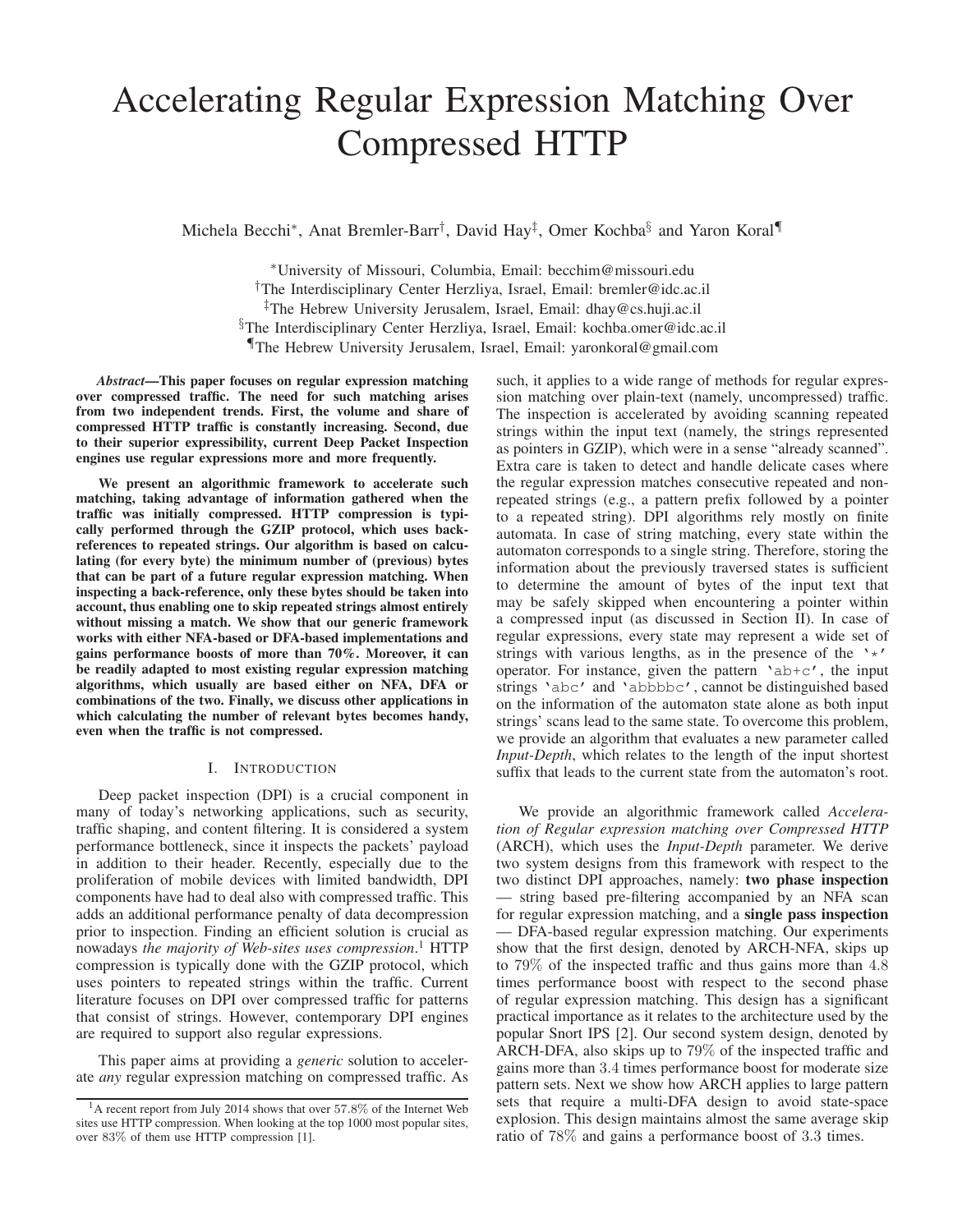# Accelerating Regular Expression Matching Over Compressed HTTP

Michela Becchi[*], Anat Bremler-Barr[†], David Hay[‡], Omer Kochba[§] and Yaron Koral[¶]

[*]University of Missouri, Columbia, Email: becchim@missouri.edu
[†]The Interdisciplinary Center Herzliya, Israel, Email: bremler@idc.ac.il
[‡]The Hebrew University Jerusalem, Israel, Email: dhay@cs.huji.ac.il
[§]The Interdisciplinary Center Herzliya, Israel, Email: kochba.omer@idc.ac.il
[¶]The Hebrew University Jerusalem, Israel, Email: yaronkoral@gmail.com

***Abstract*—This paper focuses on regular expression matching over compressed traffic. The need for such matching arises from two independent trends. First, the volume and share of compressed HTTP traffic is constantly increasing. Second, due to their superior expressibility, current Deep Packet Inspection engines use regular expressions more and more frequently.**

**We present an algorithmic framework to accelerate such matching, taking advantage of information gathered when the traffic was initially compressed. HTTP compression is typically performed through the GZIP protocol, which uses back-references to repeated strings. Our algorithm is based on calculating (for every byte) the minimum number of (previous) bytes that can be part of a future regular expression matching. When inspecting a back-reference, only these bytes should be taken into account, thus enabling one to skip repeated strings almost entirely without missing a match. We show that our generic framework works with either NFA-based or DFA-based implementations and gains performance boosts of more than 70%. Moreover, it can be readily adapted to most existing regular expression matching algorithms, which usually are based either on NFA, DFA or combinations of the two. Finally, we discuss other applications in which calculating the number of relevant bytes becomes handy, even when the traffic is not compressed.**

## I. Introduction

Deep packet inspection (DPI) is a crucial component in many of today's networking applications, such as security, traffic shaping, and content filtering. It is considered a system performance bottleneck, since it inspects the packets' payload in addition to their header. Recently, especially due to the proliferation of mobile devices with limited bandwidth, DPI components have had to deal also with compressed traffic. This adds an additional performance penalty of data decompression prior to inspection. Finding an efficient solution is crucial as nowadays *the majority of Web-sites uses compression*.[1] HTTP compression is typically done with the GZIP protocol, which uses pointers to repeated strings within the traffic. Current literature focuses on DPI over compressed traffic for patterns that consist of strings. However, contemporary DPI engines are required to support also regular expressions.

This paper aims at providing a *generic* solution to accelerate *any* regular expression matching on compressed traffic. As such, it applies to a wide range of methods for regular expression matching over plain-text (namely, uncompressed) traffic. The inspection is accelerated by avoiding scanning repeated strings within the input text (namely, the strings represented as pointers in GZIP), which were in a sense "already scanned". Extra care is taken to detect and handle delicate cases where the regular expression matches consecutive repeated and non-repeated strings (e.g., a pattern prefix followed by a pointer to a repeated string). DPI algorithms rely mostly on finite automata. In case of string matching, every state within the automaton corresponds to a single string. Therefore, storing the information about the previously traversed states is sufficient to determine the amount of bytes of the input text that may be safely skipped when encountering a pointer within a compressed input (as discussed in Section II). In case of regular expressions, every state may represent a wide set of strings with various lengths, as in the presence of the `'*'` operator. For instance, given the pattern `'ab+c'`, the input strings `'abc'` and `'abbbbc'`, cannot be distinguished based on the information of the automaton state alone as both input strings' scans lead to the same state. To overcome this problem, we provide an algorithm that evaluates a new parameter called *Input-Depth*, which relates to the length of the input shortest suffix that leads to the current state from the automaton's root.

We provide an algorithmic framework called *Acceleration of Regular expression matching over Compressed HTTP* (ARCH), which uses the *Input-Depth* parameter. We derive two system designs from this framework with respect to the two distinct DPI approaches, namely: **two phase inspection** — string based pre-filtering accompanied by an NFA scan for regular expression matching, and a **single pass inspection** — DFA-based regular expression matching. Our experiments show that the first design, denoted by ARCH-NFA, skips up to 79% of the inspected traffic and thus gains more than 4.8 times performance boost with respect to the second phase of regular expression matching. This design has a significant practical importance as it relates to the architecture used by the popular Snort IPS [2]. Our second system design, denoted by ARCH-DFA, also skips up to 79% of the inspected traffic and gains more than 3.4 times performance boost for moderate size pattern sets. Next we show how ARCH applies to large pattern sets that require a multi-DFA design to avoid state-space explosion. This design maintains almost the same average skip ratio of 78% and gains a performance boost of 3.3 times.

[1] A recent report from July 2014 shows that over 57.8% of the Internet Web sites use HTTP compression. When looking at the top 1000 most popular sites, over 83% of them use HTTP compression [1].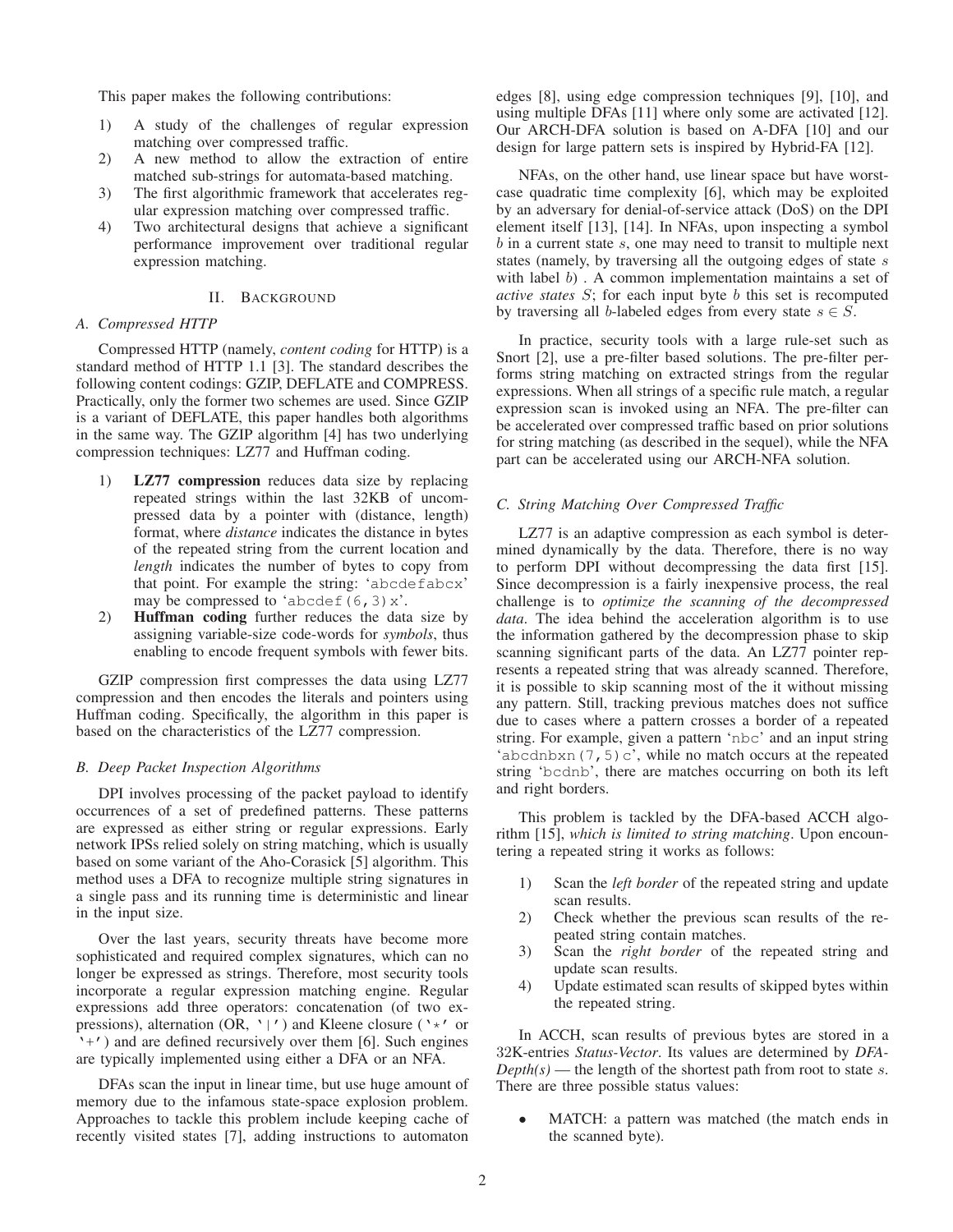This paper makes the following contributions:

1) A study of the challenges of regular expression matching over compressed traffic.
2) A new method to allow the extraction of entire matched sub-strings for automata-based matching.
3) The first algorithmic framework that accelerates regular expression matching over compressed traffic.
4) Two architectural designs that achieve a significant performance improvement over traditional regular expression matching.

## II. Background

### A. Compressed HTTP

Compressed HTTP (namely, *content coding* for HTTP) is a standard method of HTTP 1.1 [3]. The standard describes the following content codings: GZIP, DEFLATE and COMPRESS. Practically, only the former two schemes are used. Since GZIP is a variant of DEFLATE, this paper handles both algorithms in the same way. The GZIP algorithm [4] has two underlying compression techniques: LZ77 and Huffman coding.

1) **LZ77 compression** reduces data size by replacing repeated strings within the last 32KB of uncompressed data by a pointer with (distance, length) format, where *distance* indicates the distance in bytes of the repeated string from the current location and *length* indicates the number of bytes to copy from that point. For example the string: '`abcdefabcx`' may be compressed to '`abcdef(6,3)x`'.
2) **Huffman coding** further reduces the data size by assigning variable-size code-words for *symbols*, thus enabling to encode frequent symbols with fewer bits.

GZIP compression first compresses the data using LZ77 compression and then encodes the literals and pointers using Huffman coding. Specifically, the algorithm in this paper is based on the characteristics of the LZ77 compression.

### B. Deep Packet Inspection Algorithms

DPI involves processing of the packet payload to identify occurrences of a set of predefined patterns. These patterns are expressed as either string or regular expressions. Early network IPSs relied solely on string matching, which is usually based on some variant of the Aho-Corasick [5] algorithm. This method uses a DFA to recognize multiple string signatures in a single pass and its running time is deterministic and linear in the input size.

Over the last years, security threats have become more sophisticated and required complex signatures, which can no longer be expressed as strings. Therefore, most security tools incorporate a regular expression matching engine. Regular expressions add three operators: concatenation (of two expressions), alternation (OR, '`|`') and Kleene closure ('`*`' or '`+`') and are defined recursively over them [6]. Such engines are typically implemented using either a DFA or an NFA.

DFAs scan the input in linear time, but use huge amount of memory due to the infamous state-space explosion problem. Approaches to tackle this problem include keeping cache of recently visited states [7], adding instructions to automaton edges [8], using edge compression techniques [9], [10], and using multiple DFAs [11] where only some are activated [12]. Our ARCH-DFA solution is based on A-DFA [10] and our design for large pattern sets is inspired by Hybrid-FA [12].

NFAs, on the other hand, use linear space but have worst-case quadratic time complexity [6], which may be exploited by an adversary for denial-of-service attack (DoS) on the DPI element itself [13], [14]. In NFAs, upon inspecting a symbol $b$ in a current state $s$, one may need to transit to multiple next states (namely, by traversing all the outgoing edges of state $s$ with label $b$) . A common implementation maintains a set of *active states* $S$; for each input byte $b$ this set is recomputed by traversing all $b$-labeled edges from every state $s \in S$.

In practice, security tools with a large rule-set such as Snort [2], use a pre-filter based solutions. The pre-filter performs string matching on extracted strings from the regular expressions. When all strings of a specific rule match, a regular expression scan is invoked using an NFA. The pre-filter can be accelerated over compressed traffic based on prior solutions for string matching (as described in the sequel), while the NFA part can be accelerated using our ARCH-NFA solution.

### C. String Matching Over Compressed Traffic

LZ77 is an adaptive compression as each symbol is determined dynamically by the data. Therefore, there is no way to perform DPI without decompressing the data first [15]. Since decompression is a fairly inexpensive process, the real challenge is to *optimize the scanning of the decompressed data*. The idea behind the acceleration algorithm is to use the information gathered by the decompression phase to skip scanning significant parts of the data. An LZ77 pointer represents a repeated string that was already scanned. Therefore, it is possible to skip scanning most of the it without missing any pattern. Still, tracking previous matches does not suffice due to cases where a pattern crosses a border of a repeated string. For example, given a pattern '`nbc`' and an input string '`abcdnbxn(7,5)c`', while no match occurs at the repeated string '`bcdnb`', there are matches occurring on both its left and right borders.

This problem is tackled by the DFA-based ACCH algorithm [15], *which is limited to string matching*. Upon encountering a repeated string it works as follows:

1) Scan the *left border* of the repeated string and update scan results.
2) Check whether the previous scan results of the repeated string contain matches.
3) Scan the *right border* of the repeated string and update scan results.
4) Update estimated scan results of skipped bytes within the repeated string.

In ACCH, scan results of previous bytes are stored in a 32K-entries *Status-Vector*. Its values are determined by *DFA-Depth(s)* — the length of the shortest path from root to state $s$. There are three possible status values:

- MATCH: a pattern was matched (the match ends in the scanned byte).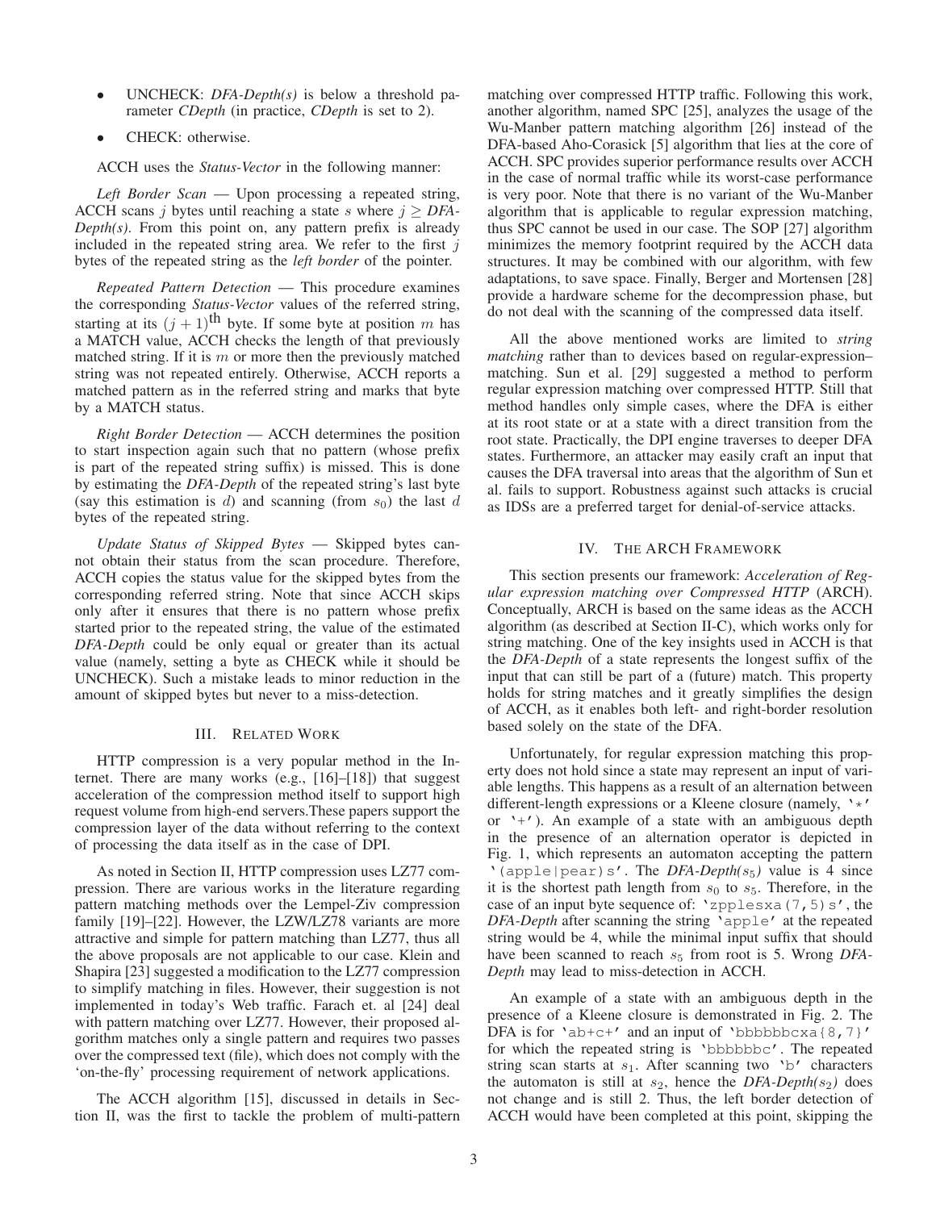- UNCHECK: *DFA-Depth(s)* is below a threshold parameter *CDepth* (in practice, *CDepth* is set to 2).
- CHECK: otherwise.

ACCH uses the *Status-Vector* in the following manner:

*Left Border Scan* — Upon processing a repeated string, ACCH scans $j$ bytes until reaching a state $s$ where $j \geq$ *DFA-Depth(s)*. From this point on, any pattern prefix is already included in the repeated string area. We refer to the first $j$ bytes of the repeated string as the *left border* of the pointer.

*Repeated Pattern Detection* — This procedure examines the corresponding *Status-Vector* values of the referred string, starting at its $(j+1)^{\text{th}}$ byte. If some byte at position $m$ has a MATCH value, ACCH checks the length of that previously matched string. If it is $m$ or more then the previously matched string was not repeated entirely. Otherwise, ACCH reports a matched pattern as in the referred string and marks that byte by a MATCH status.

*Right Border Detection* — ACCH determines the position to start inspection again such that no pattern (whose prefix is part of the repeated string suffix) is missed. This is done by estimating the *DFA-Depth* of the repeated string's last byte (say this estimation is $d$) and scanning (from $s_0$) the last $d$ bytes of the repeated string.

*Update Status of Skipped Bytes* — Skipped bytes cannot obtain their status from the scan procedure. Therefore, ACCH copies the status value for the skipped bytes from the corresponding referred string. Note that since ACCH skips only after it ensures that there is no pattern whose prefix started prior to the repeated string, the value of the estimated *DFA-Depth* could be only equal or greater than its actual value (namely, setting a byte as CHECK while it should be UNCHECK). Such a mistake leads to minor reduction in the amount of skipped bytes but never to a miss-detection.

## III. Related Work

HTTP compression is a very popular method in the Internet. There are many works (e.g., [16]–[18]) that suggest acceleration of the compression method itself to support high request volume from high-end servers.These papers support the compression layer of the data without referring to the context of processing the data itself as in the case of DPI.

As noted in Section II, HTTP compression uses LZ77 compression. There are various works in the literature regarding pattern matching methods over the Lempel-Ziv compression family [19]–[22]. However, the LZW/LZ78 variants are more attractive and simple for pattern matching than LZ77, thus all the above proposals are not applicable to our case. Klein and Shapira [23] suggested a modification to the LZ77 compression to simplify matching in files. However, their suggestion is not implemented in today's Web traffic. Farach et. al [24] deal with pattern matching over LZ77. However, their proposed algorithm matches only a single pattern and requires two passes over the compressed text (file), which does not comply with the 'on-the-fly' processing requirement of network applications.

The ACCH algorithm [15], discussed in details in Section II, was the first to tackle the problem of multi-pattern matching over compressed HTTP traffic. Following this work, another algorithm, named SPC [25], analyzes the usage of the Wu-Manber pattern matching algorithm [26] instead of the DFA-based Aho-Corasick [5] algorithm that lies at the core of ACCH. SPC provides superior performance results over ACCH in the case of normal traffic while its worst-case performance is very poor. Note that there is no variant of the Wu-Manber algorithm that is applicable to regular expression matching, thus SPC cannot be used in our case. The SOP [27] algorithm minimizes the memory footprint required by the ACCH data structures. It may be combined with our algorithm, with few adaptations, to save space. Finally, Berger and Mortensen [28] provide a hardware scheme for the decompression phase, but do not deal with the scanning of the compressed data itself.

All the above mentioned works are limited to *string matching* rather than to devices based on regular-expression–matching. Sun et al. [29] suggested a method to perform regular expression matching over compressed HTTP. Still that method handles only simple cases, where the DFA is either at its root state or at a state with a direct transition from the root state. Practically, the DPI engine traverses to deeper DFA states. Furthermore, an attacker may easily craft an input that causes the DFA traversal into areas that the algorithm of Sun et al. fails to support. Robustness against such attacks is crucial as IDSs are a preferred target for denial-of-service attacks.

## IV. The ARCH Framework

This section presents our framework: *Acceleration of Regular expression matching over Compressed HTTP* (ARCH). Conceptually, ARCH is based on the same ideas as the ACCH algorithm (as described at Section II-C), which works only for string matching. One of the key insights used in ACCH is that the *DFA-Depth* of a state represents the longest suffix of the input that can still be part of a (future) match. This property holds for string matches and it greatly simplifies the design of ACCH, as it enables both left- and right-border resolution based solely on the state of the DFA.

Unfortunately, for regular expression matching this property does not hold since a state may represent an input of variable lengths. This happens as a result of an alternation between different-length expressions or a Kleene closure (namely, `'*'` or `'+'`). An example of a state with an ambiguous depth in the presence of an alternation operator is depicted in Fig. 1, which represents an automaton accepting the pattern `'(apple|pear)s'`. The *DFA-Depth($s_5$)* value is 4 since it is the shortest path length from $s_0$ to $s_5$. Therefore, in the case of an input byte sequence of: `'zpplesxa(7,5)s'`, the *DFA-Depth* after scanning the string `'apple'` at the repeated string would be 4, while the minimal input suffix that should have been scanned to reach $s_5$ from root is 5. Wrong *DFA-Depth* may lead to miss-detection in ACCH.

An example of a state with an ambiguous depth in the presence of a Kleene closure is demonstrated in Fig. 2. The DFA is for `'ab+c+'` and an input of `'bbbbbbbcxa{8,7}'` for which the repeated string is `'bbbbbbc'`. The repeated string scan starts at $s_1$. After scanning two `'b'` characters the automaton is still at $s_2$, hence the *DFA-Depth($s_2$)* does not change and is still 2. Thus, the left border detection of ACCH would have been completed at this point, skipping the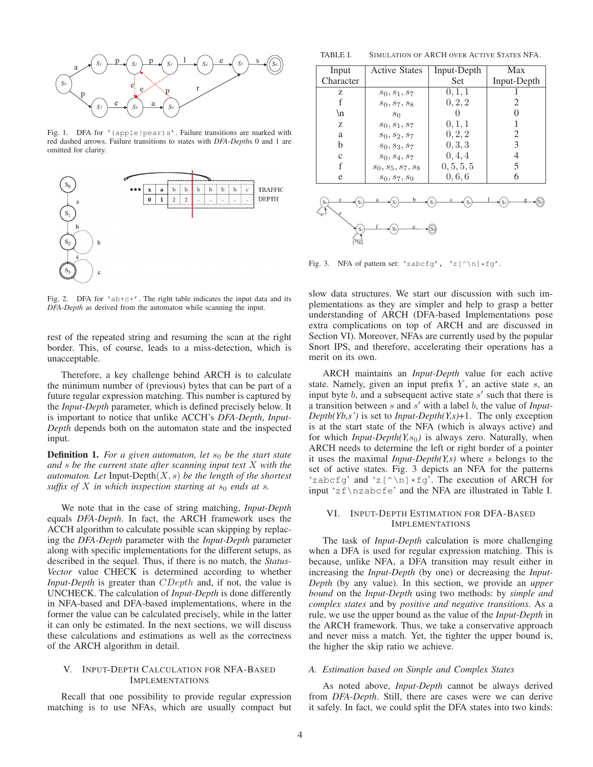Fig. 1. DFA for '(apple|pear)s'. Failure transitions are marked with red dashed arrows. Failure transitions to states with *DFA-Depth*s 0 and 1 are omitted for clarity.

Fig. 2. DFA for 'ab+c+'. The right table indicates the input data and its *DFA-Depth* as derived from the automaton while scanning the input.

rest of the repeated string and resuming the scan at the right border. This, of course, leads to a miss-detection, which is unacceptable.

Therefore, a key challenge behind ARCH is to calculate the minimum number of (previous) bytes that can be part of a future regular expression matching. This number is captured by the *Input-Depth* parameter, which is defined precisely below. It is important to notice that unlike ACCH's *DFA-Depth*, *Input-Depth* depends both on the automaton state and the inspected input.

**Definition 1.** *For a given automaton, let $s_0$ be the start state and $s$ be the current state after scanning input text $X$ with the automaton. Let* Input-Depth$(X, s)$ *be the length of the shortest suffix of $X$ in which inspection starting at $s_0$ ends at $s$.*

We note that in the case of string matching, *Input-Depth* equals *DFA-Depth*. In fact, the ARCH framework uses the ACCH algorithm to calculate possible scan skipping by replacing the *DFA-Depth* parameter with the *Input-Depth* parameter along with specific implementations for the different setups, as described in the sequel. Thus, if there is no match, the *Status-Vector* value CHECK is determined according to whether *Input-Depth* is greater than $CDepth$ and, if not, the value is UNCHECK. The calculation of *Input-Depth* is done differently in NFA-based and DFA-based implementations, where in the former the value can be calculated precisely, while in the latter it can only be estimated. In the next sections, we will discuss these calculations and estimations as well as the correctness of the ARCH algorithm in detail.

## V. Input-Depth Calculation for NFA-Based Implementations

Recall that one possibility to provide regular expression matching is to use NFAs, which are usually compact but slow data structures. We start our discussion with such implementations as they are simpler and help to grasp a better understanding of ARCH (DFA-based Implementations pose extra complications on top of ARCH and are discussed in Section VI). Moreover, NFAs are currently used by the popular Snort IPS, and therefore, accelerating their operations has a merit on its own.

ARCH maintains an *Input-Depth* value for each active state. Namely, given an input prefix $Y$, an active state $s$, an input byte $b$, and a subsequent active state $s'$ such that there is a transition between $s$ and $s'$ with a label $b$, the value of *Input-Depth(Yb,s')* is set to *Input-Depth(Y,s)*+1. The only exception is at the start state of the NFA (which is always active) and for which *Input-Depth(Y,$s_0$)* is always zero. Naturally, when ARCH needs to determine the left or right border of a pointer it uses the maximal *Input-Depth(Y,s)* where $s$ belongs to the set of active states. Fig. 3 depicts an NFA for the patterns 'zabcfg' and 'z[^\n]*fg'. The execution of ARCH for input 'zf\nzabcfe' and the NFA are illustrated in Table I.

TABLE I. Simulation of ARCH over Active States NFA.

| Input Character | Active States | Input-Depth Set | Max Input-Depth |
|---|---|---|---|
| z | $s_0, s_1, s_7$ | $0, 1, 1$ | 1 |
| f | $s_0, s_7, s_8$ | $0, 2, 2$ | 2 |
| \n | $s_0$ | $0$ | 0 |
| z | $s_0, s_1, s_7$ | $0, 1, 1$ | 1 |
| a | $s_0, s_2, s_7$ | $0, 2, 2$ | 2 |
| b | $s_0, s_3, s_7$ | $0, 3, 3$ | 3 |
| c | $s_0, s_4, s_7$ | $0, 4, 4$ | 4 |
| f | $s_0, s_5, s_7, s_8$ | $0, 5, 5, 5$ | 5 |
| e | $s_0, s_7, s_9$ | $0, 6, 6$ | 6 |

Fig. 3. NFA of pattern set: 'zabcfg', 'z[^\n]*fg'.

## VI. Input-Depth Estimation for DFA-Based Implementations

The task of *Input-Depth* calculation is more challenging when a DFA is used for regular expression matching. This is because, unlike NFA, a DFA transition may result either in increasing the *Input-Depth* (by one) or decreasing the *Input-Depth* (by any value). In this section, we provide an *upper bound* on the *Input-Depth* using two methods: by *simple and complex states* and by *positive and negative transitions*. As a rule, we use the upper bound as the value of the *Input-Depth* in the ARCH framework. Thus, we take a conservative approach and never miss a match. Yet, the tighter the upper bound is, the higher the skip ratio we achieve.

### A. Estimation based on Simple and Complex States

As noted above, *Input-Depth* cannot be always derived from *DFA-Depth*. Still, there are cases were we can derive it safely. In fact, we could split the DFA states into two kinds: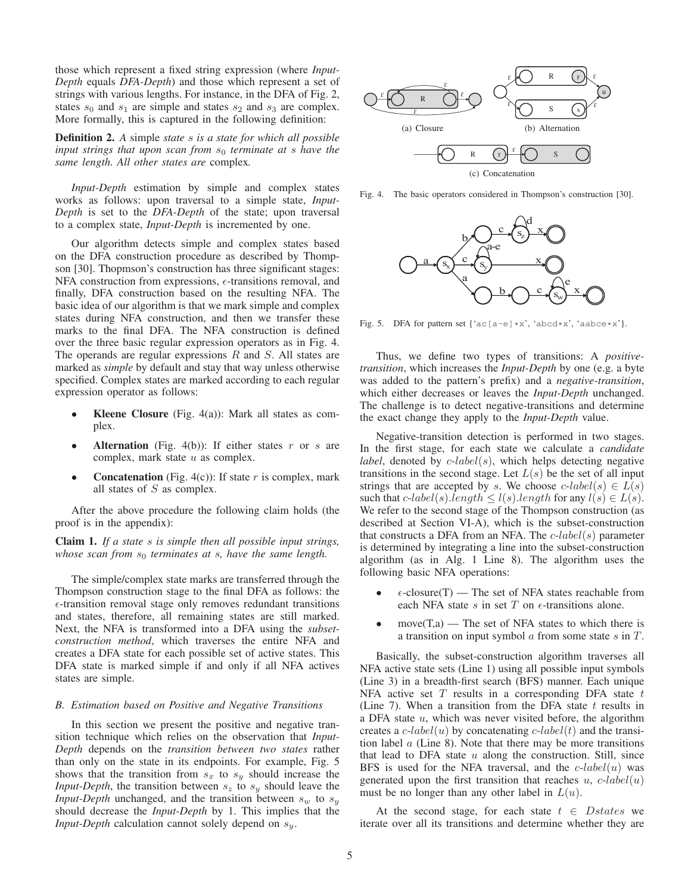those which represent a fixed string expression (where *Input-Depth* equals *DFA-Depth*) and those which represent a set of strings with various lengths. For instance, in the DFA of Fig. 2, states $s_0$ and $s_1$ are simple and states $s_2$ and $s_3$ are complex. More formally, this is captured in the following definition:

**Definition 2.** *A* simple *state $s$ is a state for which all possible input strings that upon scan from $s_0$ terminate at $s$ have the same length. All other states are* complex*.*

*Input-Depth* estimation by simple and complex states works as follows: upon traversal to a simple state, *Input-Depth* is set to the *DFA-Depth* of the state; upon traversal to a complex state, *Input-Depth* is incremented by one.

Our algorithm detects simple and complex states based on the DFA construction procedure as described by Thompson [30]. Thopmson's construction has three significant stages: NFA construction from expressions, $\epsilon$-transitions removal, and finally, DFA construction based on the resulting NFA. The basic idea of our algorithm is that we mark simple and complex states during NFA construction, and then we transfer these marks to the final DFA. The NFA construction is defined over the three basic regular expression operators as in Fig. 4. The operands are regular expressions $R$ and $S$. All states are marked as *simple* by default and stay that way unless otherwise specified. Complex states are marked according to each regular expression operator as follows:

- **Kleene Closure** (Fig. 4(a)): Mark all states as complex.
- **Alternation** (Fig. 4(b)): If either states $r$ or $s$ are complex, mark state $u$ as complex.
- **Concatenation** (Fig. 4(c)): If state $r$ is complex, mark all states of $S$ as complex.

After the above procedure the following claim holds (the proof is in the appendix):

**Claim 1.** *If a state $s$ is simple then all possible input strings, whose scan from $s_0$ terminates at $s$, have the same length.*

The simple/complex state marks are transferred through the Thompson construction stage to the final DFA as follows: the $\epsilon$-transition removal stage only removes redundant transitions and states, therefore, all remaining states are still marked. Next, the NFA is transformed into a DFA using the *subset-construction method*, which traverses the entire NFA and creates a DFA state for each possible set of active states. This DFA state is marked simple if and only if all NFA actives states are simple.

### B. Estimation based on Positive and Negative Transitions

In this section we present the positive and negative transition technique which relies on the observation that *Input-Depth* depends on the *transition between two states* rather than only on the state in its endpoints. For example, Fig. 5 shows that the transition from $s_x$ to $s_y$ should increase the *Input-Depth*, the transition between $s_z$ to $s_y$ should leave the *Input-Depth* unchanged, and the transition between $s_w$ to $s_y$ should decrease the *Input-Depth* by 1. This implies that the *Input-Depth* calculation cannot solely depend on $s_y$.

(a) Closure (b) Alternation (c) Concatenation

Fig. 4. The basic operators considered in Thompson's construction [30].

Fig. 5. DFA for pattern set {'ac[a-e]*x', 'abcd*x', 'aabce*x'}.

Thus, we define two types of transitions: A *positive-transition*, which increases the *Input-Depth* by one (e.g. a byte was added to the pattern's prefix) and a *negative-transition*, which either decreases or leaves the *Input-Depth* unchanged. The challenge is to detect negative-transitions and determine the exact change they apply to the *Input-Depth* value.

Negative-transition detection is performed in two stages. In the first stage, for each state we calculate a *candidate label*, denoted by $c\text{-}label(s)$, which helps detecting negative transitions in the second stage. Let $L(s)$ be the set of all input strings that are accepted by $s$. We choose $c\text{-}label(s) \in L(s)$ such that $c\text{-}label(s).length \leq l(s).length$ for any $l(s) \in L(s)$. We refer to the second stage of the Thompson construction (as described at Section VI-A), which is the subset-construction that constructs a DFA from an NFA. The $c\text{-}label(s)$ parameter is determined by integrating a line into the subset-construction algorithm (as in Alg. 1 Line 8). The algorithm uses the following basic NFA operations:

- $\epsilon$-closure(T) — The set of NFA states reachable from each NFA state $s$ in set $T$ on $\epsilon$-transitions alone.
- move(T,a) — The set of NFA states to which there is a transition on input symbol $a$ from some state $s$ in $T$.

Basically, the subset-construction algorithm traverses all NFA active state sets (Line 1) using all possible input symbols (Line 3) in a breadth-first search (BFS) manner. Each unique NFA active set $T$ results in a corresponding DFA state $t$ (Line 7). When a transition from the DFA state $t$ results in a DFA state $u$, which was never visited before, the algorithm creates a $c\text{-}label(u)$ by concatenating $c\text{-}label(t)$ and the transition label $a$ (Line 8). Note that there may be more transitions that lead to DFA state $u$ along the construction. Still, since BFS is used for the NFA traversal, and the $c\text{-}label(u)$ was generated upon the first transition that reaches $u$, $c\text{-}label(u)$ must be no longer than any other label in $L(u)$.

At the second stage, for each state $t \in Dstates$ we iterate over all its transitions and determine whether they are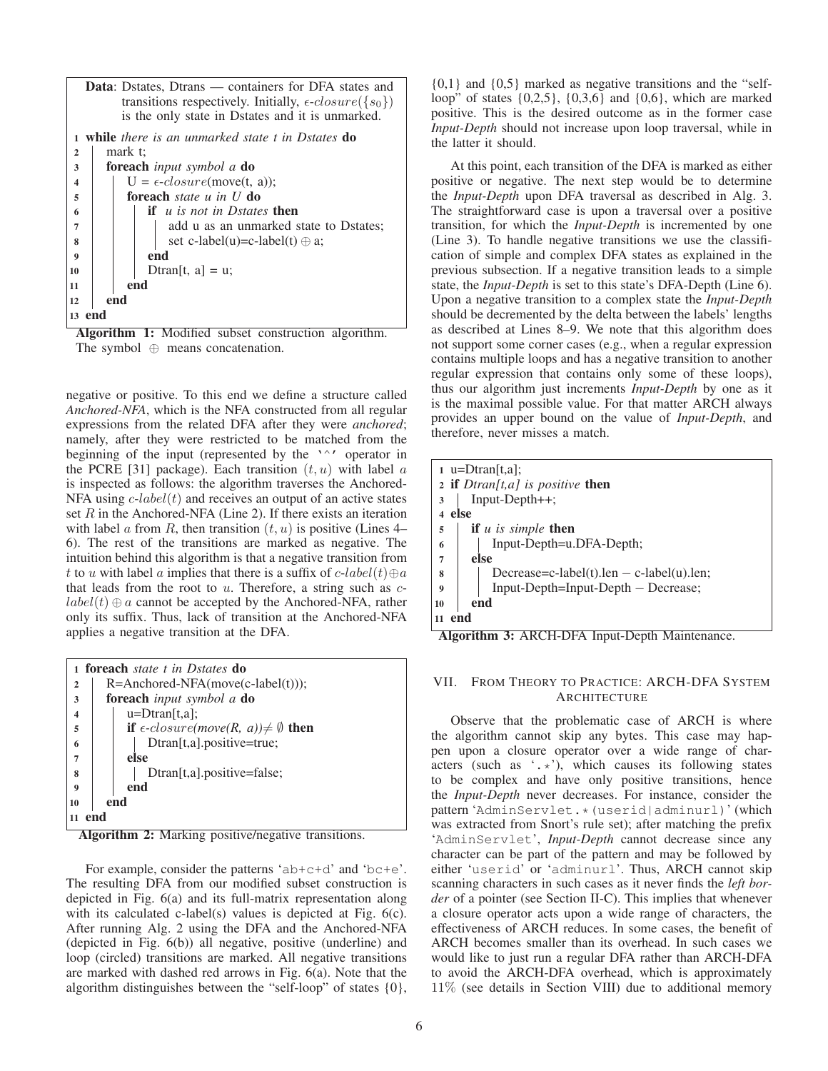```
Data: Dstates, Dtrans — containers for DFA states and
      transitions respectively. Initially, ϵ-closure({s0})
      is the only state in Dstates and it is unmarked.
1  while there is an unmarked state t in Dstates do
2      mark t;
3      foreach input symbol a do
4          U = ϵ-closure(move(t, a));
5          foreach state u in U do
6              if u is not in Dstates then
7                  add u as an unmarked state to Dstates;
8                  set c-label(u)=c-label(t) ⊕ a;
9              end
10             Dtran[t, a] = u;
11         end
12     end
13 end
```

**Algorithm 1:** Modified subset construction algorithm. The symbol $\oplus$ means concatenation.

negative or positive. To this end we define a structure called *Anchored-NFA*, which is the NFA constructed from all regular expressions from the related DFA after they were *anchored*; namely, after they were restricted to be matched from the beginning of the input (represented by the '^' operator in the PCRE [31] package). Each transition $(t, u)$ with label $a$ is inspected as follows: the algorithm traverses the Anchored-NFA using $c\text{-}label(t)$ and receives an output of an active states set $R$ in the Anchored-NFA (Line 2). If there exists an iteration with label $a$ from $R$, then transition $(t, u)$ is positive (Lines 4–6). The rest of the transitions are marked as negative. The intuition behind this algorithm is that a negative transition from $t$ to $u$ with label $a$ implies that there is a suffix of $c\text{-}label(t) \oplus a$ that leads from the root to $u$. Therefore, a string such as $c\text{-}label(t) \oplus a$ cannot be accepted by the Anchored-NFA, rather only its suffix. Thus, lack of transition at the Anchored-NFA applies a negative transition at the DFA.

```
1  foreach state t in Dstates do
2      R=Anchored-NFA(move(c-label(t)));
3      foreach input symbol a do
4          u=Dtran[t,a];
5          if ϵ-closure(move(R, a))≠ ∅ then
6              Dtran[t,a].positive=true;
7          else
8              Dtran[t,a].positive=false;
9          end
10     end
11 end
```

**Algorithm 2:** Marking positive/negative transitions.

For example, consider the patterns 'ab+c+d' and 'bc+e'. The resulting DFA from our modified subset construction is depicted in Fig. 6(a) and its full-matrix representation along with its calculated c-label(s) values is depicted at Fig. 6(c). After running Alg. 2 using the DFA and the Anchored-NFA (depicted in Fig. 6(b)) all negative, positive (underline) and loop (circled) transitions are marked. All negative transitions are marked with dashed red arrows in Fig. 6(a). Note that the algorithm distinguishes between the "self-loop" of states {0}, {0,1} and {0,5} marked as negative transitions and the "self-loop" of states {0,2,5}, {0,3,6} and {0,6}, which are marked positive. This is the desired outcome as in the former case *Input-Depth* should not increase upon loop traversal, while in the latter it should.

At this point, each transition of the DFA is marked as either positive or negative. The next step would be to determine the *Input-Depth* upon DFA traversal as described in Alg. 3. The straightforward case is upon a traversal over a positive transition, for which the *Input-Depth* is incremented by one (Line 3). To handle negative transitions we use the classification of simple and complex DFA states as explained in the previous subsection. If a negative transition leads to a simple state, the *Input-Depth* is set to this state's DFA-Depth (Line 6). Upon a negative transition to a complex state the *Input-Depth* should be decremented by the delta between the labels' lengths as described at Lines 8–9. We note that this algorithm does not support some corner cases (e.g., when a regular expression contains multiple loops and has a negative transition to another regular expression that contains only some of these loops), thus our algorithm just increments *Input-Depth* by one as it is the maximal possible value. For that matter ARCH always provides an upper bound on the value of *Input-Depth*, and therefore, never misses a match.

```
1  u=Dtran[t,a];
2  if Dtran[t,a] is positive then
3      Input-Depth++;
4  else
5      if u is simple then
6          Input-Depth=u.DFA-Depth;
7      else
8          Decrease=c-label(t).len − c-label(u).len;
9          Input-Depth=Input-Depth − Decrease;
10     end
11 end
```

**Algorithm 3:** ARCH-DFA Input-Depth Maintenance.

## VII. From Theory to Practice: ARCH-DFA System Architecture

Observe that the problematic case of ARCH is where the algorithm cannot skip any bytes. This case may happen upon a closure operator over a wide range of characters (such as '.*'), which causes its following states to be complex and have only positive transitions, hence the *Input-Depth* never decreases. For instance, consider the pattern 'AdminServlet.*(userid|adminurl)' (which was extracted from Snort's rule set); after matching the prefix 'AdminServlet', *Input-Depth* cannot decrease since any character can be part of the pattern and may be followed by either 'userid' or 'adminurl'. Thus, ARCH cannot skip scanning characters in such cases as it never finds the *left border* of a pointer (see Section II-C). This implies that whenever a closure operator acts upon a wide range of characters, the effectiveness of ARCH reduces. In some cases, the benefit of ARCH becomes smaller than its overhead. In such cases we would like to just run a regular DFA rather than ARCH-DFA to avoid the ARCH-DFA overhead, which is approximately 11% (see details in Section VIII) due to additional memory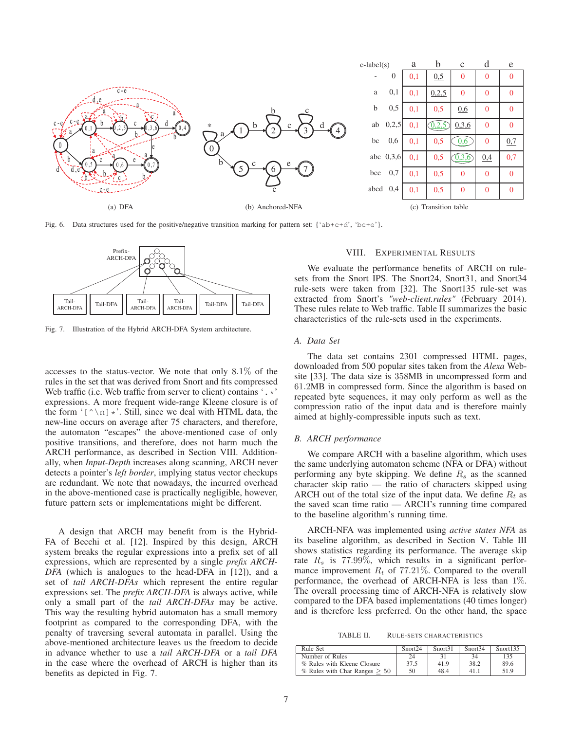Fig. 6. Data structures used for the positive/negative transition marking for pattern set: {'ab+c+d', 'bc+e'}.

| c-label(s) | | a | b | c | d | e |
|---|---|---|---|---|---|---|
| - | 0 | 0,1 | 0,5 | 0 | 0 | 0 |
| a | 0,1 | 0,1 | 0,2,5 | 0 | 0 | 0 |
| b | 0,5 | 0,1 | 0,5 | 0,6 | 0 | 0 |
| ab | 0,2,5 | 0,1 | 0,2,5 | 0,3,6 | 0 | 0 |
| bc | 0,6 | 0,1 | 0,5 | 0,6 | 0 | 0,7 |
| abc | 0,3,6 | 0,1 | 0,5 | 0,3,6 | 0,4 | 0,7 |
| bce | 0,7 | 0,1 | 0,5 | 0 | 0 | 0 |
| abcd | 0,4 | 0,1 | 0,5 | 0 | 0 | 0 |

(a) DFA (b) Anchored-NFA (c) Transition table

Fig. 7. Illustration of the Hybrid ARCH-DFA System architecture.

accesses to the status-vector. We note that only 8.1% of the rules in the set that was derived from Snort and fits compressed Web traffic (i.e. Web traffic from server to client) contains '.*' expressions. A more frequent wide-range Kleene closure is of the form '[^\n]*'. Still, since we deal with HTML data, the new-line occurs on average after 75 characters, and therefore, the automaton "escapes" the above-mentioned case of only positive transitions, and therefore, does not harm much the ARCH performance, as described in Section VIII. Additionally, when *Input-Depth* increases along scanning, ARCH never detects a pointer's *left border*, implying status vector checkups are redundant. We note that nowadays, the incurred overhead in the above-mentioned case is practically negligible, however, future pattern sets or implementations might be different.

A design that ARCH may benefit from is the Hybrid-FA of Becchi et al. [12]. Inspired by this design, ARCH system breaks the regular expressions into a prefix set of all expressions, which are represented by a single *prefix ARCH-DFA* (which is analogues to the head-DFA in [12]), and a set of *tail ARCH-DFAs* which represent the entire regular expressions set. The *prefix ARCH-DFA* is always active, while only a small part of the *tail ARCH-DFAs* may be active. This way the resulting hybrid automaton has a small memory footprint as compared to the corresponding DFA, with the penalty of traversing several automata in parallel. Using the above-mentioned architecture leaves us the freedom to decide in advance whether to use a *tail ARCH-DFA* or a *tail DFA* in the case where the overhead of ARCH is higher than its benefits as depicted in Fig. 7.

## VIII. Experimental Results

We evaluate the performance benefits of ARCH on rule-sets from the Snort IPS. The Snort24, Snort31, and Snort34 rule-sets were taken from [32]. The Snort135 rule-set was extracted from Snort's *"web-client.rules"* (February 2014). These rules relate to Web traffic. Table II summarizes the basic characteristics of the rule-sets used in the experiments.

### A. Data Set

The data set contains 2301 compressed HTML pages, downloaded from 500 popular sites taken from the *Alexa* Website [33]. The data size is 358MB in uncompressed form and 61.2MB in compressed form. Since the algorithm is based on repeated byte sequences, it may only perform as well as the compression ratio of the input data and is therefore mainly aimed at highly-compressible inputs such as text.

### B. ARCH performance

We compare ARCH with a baseline algorithm, which uses the same underlying automaton scheme (NFA or DFA) without performing any byte skipping. We define $R_s$ as the scanned character skip ratio — the ratio of characters skipped using ARCH out of the total size of the input data. We define $R_t$ as the saved scan time ratio — ARCH's running time compared to the baseline algorithm's running time.

ARCH-NFA was implemented using *active states NFA* as its baseline algorithm, as described in Section V. Table III shows statistics regarding its performance. The average skip rate $R_s$ is 77.99%, which results in a significant performance improvement $R_t$ of 77.21%. Compared to the overall performance, the overhead of ARCH-NFA is less than 1%. The overall processing time of ARCH-NFA is relatively slow compared to the DFA based implementations (40 times longer) and is therefore less preferred. On the other hand, the space

TABLE II. Rule-sets characteristics

| Rule Set | Snort24 | Snort31 | Snort34 | Snort135 |
|---|---|---|---|---|
| Number of Rules | 24 | 31 | 34 | 135 |
| % Rules with Kleene Closure | 37.5 | 41.9 | 38.2 | 89.6 |
| % Rules with Char Ranges $\geq 50$ | 50 | 48.4 | 41.1 | 51.9 |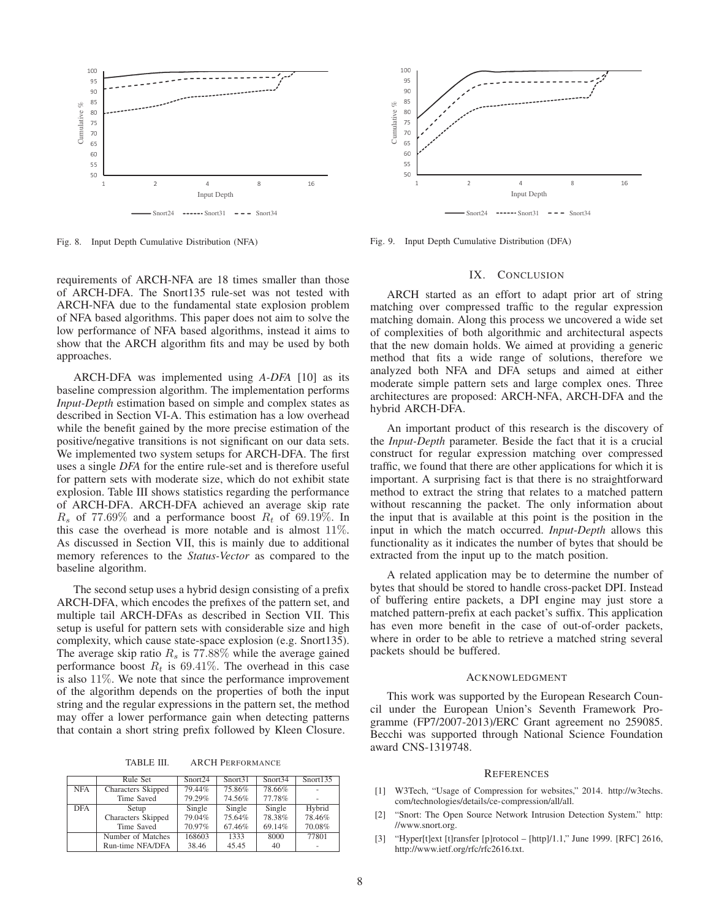Fig. 8. Input Depth Cumulative Distribution (NFA)

Fig. 9. Input Depth Cumulative Distribution (DFA)

requirements of ARCH-NFA are 18 times smaller than those of ARCH-DFA. The Snort135 rule-set was not tested with ARCH-NFA due to the fundamental state explosion problem of NFA based algorithms. This paper does not aim to solve the low performance of NFA based algorithms, instead it aims to show that the ARCH algorithm fits and may be used by both approaches.

ARCH-DFA was implemented using *A-DFA* [10] as its baseline compression algorithm. The implementation performs *Input-Depth* estimation based on simple and complex states as described in Section VI-A. This estimation has a low overhead while the benefit gained by the more precise estimation of the positive/negative transitions is not significant on our data sets. We implemented two system setups for ARCH-DFA. The first uses a single *DFA* for the entire rule-set and is therefore useful for pattern sets with moderate size, which do not exhibit state explosion. Table III shows statistics regarding the performance of ARCH-DFA. ARCH-DFA achieved an average skip rate $R_s$ of $77.69\%$ and a performance boost $R_t$ of $69.19\%$. In this case the overhead is more notable and is almost $11\%$. As discussed in Section VII, this is mainly due to additional memory references to the *Status-Vector* as compared to the baseline algorithm.

The second setup uses a hybrid design consisting of a prefix ARCH-DFA, which encodes the prefixes of the pattern set, and multiple tail ARCH-DFAs as described in Section VII. This setup is useful for pattern sets with considerable size and high complexity, which cause state-space explosion (e.g. Snort135). The average skip ratio $R_s$ is $77.88\%$ while the average gained performance boost $R_t$ is $69.41\%$. The overhead in this case is also $11\%$. We note that since the performance improvement of the algorithm depends on the properties of both the input string and the regular expressions in the pattern set, the method may offer a lower performance gain when detecting patterns that contain a short string prefix followed by Kleen Closure.

TABLE III. ARCH PERFORMANCE

| | Rule Set | Snort24 | Snort31 | Snort34 | Snort135 |
|---|---|---|---|---|---|
| NFA | Characters Skipped | 79.44% | 75.86% | 78.66% | - |
| | Time Saved | 79.29% | 74.56% | 77.78% | - |
| DFA | Setup | Single | Single | Single | Hybrid |
| | Characters Skipped | 79.04% | 75.64% | 78.38% | 78.46% |
| | Time Saved | 70.97% | 67.46% | 69.14% | 70.08% |
| | Number of Matches | 168603 | 1333 | 8000 | 77801 |
| | Run-time NFA/DFA | 38.46 | 45.45 | 40 | - |

## IX. CONCLUSION

ARCH started as an effort to adapt prior art of string matching over compressed traffic to the regular expression matching domain. Along this process we uncovered a wide set of complexities of both algorithmic and architectural aspects that the new domain holds. We aimed at providing a generic method that fits a wide range of solutions, therefore we analyzed both NFA and DFA setups and aimed at either moderate simple pattern sets and large complex ones. Three architectures are proposed: ARCH-NFA, ARCH-DFA and the hybrid ARCH-DFA.

An important product of this research is the discovery of the *Input-Depth* parameter. Beside the fact that it is a crucial construct for regular expression matching over compressed traffic, we found that there are other applications for which it is important. A surprising fact is that there is no straightforward method to extract the string that relates to a matched pattern without rescanning the packet. The only information about the input that is available at this point is the position in the input in which the match occurred. *Input-Depth* allows this functionality as it indicates the number of bytes that should be extracted from the input up to the match position.

A related application may be to determine the number of bytes that should be stored to handle cross-packet DPI. Instead of buffering entire packets, a DPI engine may just store a matched pattern-prefix at each packet's suffix. This application has even more benefit in the case of out-of-order packets, where in order to be able to retrieve a matched string several packets should be buffered.

## ACKNOWLEDGMENT

This work was supported by the European Research Council under the European Union's Seventh Framework Programme (FP7/2007-2013)/ERC Grant agreement no 259085. Becchi was supported through National Science Foundation award CNS-1319748.

## REFERENCES

[1] W3Tech, "Usage of Compression for websites," 2014. http://w3techs.com/technologies/details/ce-compression/all/all.

[2] "Snort: The Open Source Network Intrusion Detection System." http://www.snort.org.

[3] "Hyper[t]ext [t]ransfer [p]rotocol – [http]/1.1," June 1999. [RFC] 2616, http://www.ietf.org/rfc/rfc2616.txt.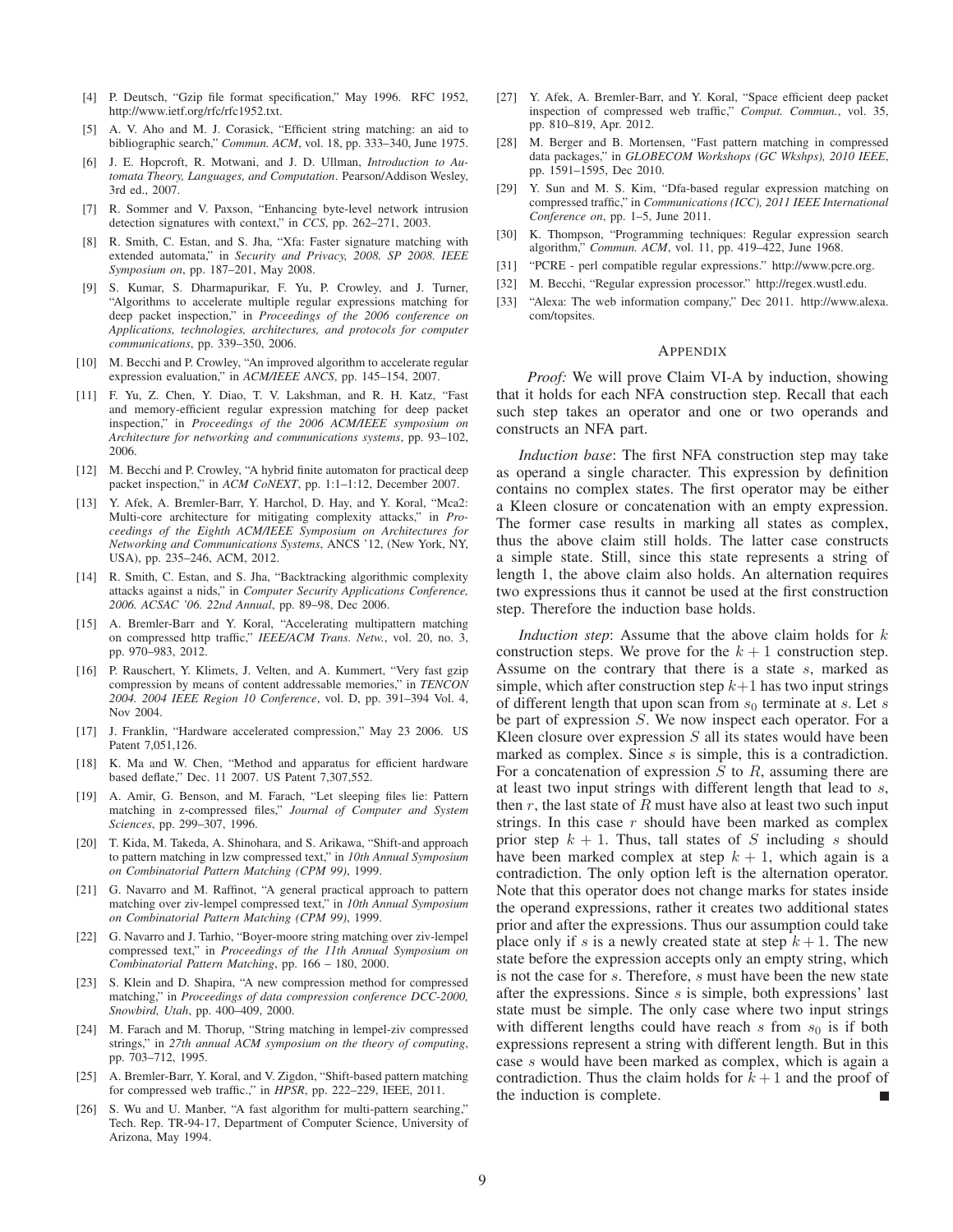[4] P. Deutsch, "Gzip file format specification," May 1996. RFC 1952, http://www.ietf.org/rfc/rfc1952.txt.

[5] A. V. Aho and M. J. Corasick, "Efficient string matching: an aid to bibliographic search," *Commun. ACM*, vol. 18, pp. 333–340, June 1975.

[6] J. E. Hopcroft, R. Motwani, and J. D. Ullman, *Introduction to Automata Theory, Languages, and Computation*. Pearson/Addison Wesley, 3rd ed., 2007.

[7] R. Sommer and V. Paxson, "Enhancing byte-level network intrusion detection signatures with context," in *CCS*, pp. 262–271, 2003.

[8] R. Smith, C. Estan, and S. Jha, "Xfa: Faster signature matching with extended automata," in *Security and Privacy, 2008. SP 2008. IEEE Symposium on*, pp. 187–201, May 2008.

[9] S. Kumar, S. Dharmapurikar, F. Yu, P. Crowley, and J. Turner, "Algorithms to accelerate multiple regular expressions matching for deep packet inspection," in *Proceedings of the 2006 conference on Applications, technologies, architectures, and protocols for computer communications*, pp. 339–350, 2006.

[10] M. Becchi and P. Crowley, "An improved algorithm to accelerate regular expression evaluation," in *ACM/IEEE ANCS*, pp. 145–154, 2007.

[11] F. Yu, Z. Chen, Y. Diao, T. V. Lakshman, and R. H. Katz, "Fast and memory-efficient regular expression matching for deep packet inspection," in *Proceedings of the 2006 ACM/IEEE symposium on Architecture for networking and communications systems*, pp. 93–102, 2006.

[12] M. Becchi and P. Crowley, "A hybrid finite automaton for practical deep packet inspection," in *ACM CoNEXT*, pp. 1:1–1:12, December 2007.

[13] Y. Afek, A. Bremler-Barr, Y. Harchol, D. Hay, and Y. Koral, "Mca2: Multi-core architecture for mitigating complexity attacks," in *Proceedings of the Eighth ACM/IEEE Symposium on Architectures for Networking and Communications Systems*, ANCS '12, (New York, NY, USA), pp. 235–246, ACM, 2012.

[14] R. Smith, C. Estan, and S. Jha, "Backtracking algorithmic complexity attacks against a nids," in *Computer Security Applications Conference, 2006. ACSAC '06. 22nd Annual*, pp. 89–98, Dec 2006.

[15] A. Bremler-Barr and Y. Koral, "Accelerating multipattern matching on compressed http traffic," *IEEE/ACM Trans. Netw.*, vol. 20, no. 3, pp. 970–983, 2012.

[16] P. Rauschert, Y. Klimets, J. Velten, and A. Kummert, "Very fast gzip compression by means of content addressable memories," in *TENCON 2004. 2004 IEEE Region 10 Conference*, vol. D, pp. 391–394 Vol. 4, Nov 2004.

[17] J. Franklin, "Hardware accelerated compression," May 23 2006. US Patent 7,051,126.

[18] K. Ma and W. Chen, "Method and apparatus for efficient hardware based deflate," Dec. 11 2007. US Patent 7,307,552.

[19] A. Amir, G. Benson, and M. Farach, "Let sleeping files lie: Pattern matching in z-compressed files," *Journal of Computer and System Sciences*, pp. 299–307, 1996.

[20] T. Kida, M. Takeda, A. Shinohara, and S. Arikawa, "Shift-and approach to pattern matching in lzw compressed text," in *10th Annual Symposium on Combinatorial Pattern Matching (CPM 99)*, 1999.

[21] G. Navarro and M. Raffinot, "A general practical approach to pattern matching over ziv-lempel compressed text," in *10th Annual Symposium on Combinatorial Pattern Matching (CPM 99)*, 1999.

[22] G. Navarro and J. Tarhio, "Boyer-moore string matching over ziv-lempel compressed text," in *Proceedings of the 11th Annual Symposium on Combinatorial Pattern Matching*, pp. 166 – 180, 2000.

[23] S. Klein and D. Shapira, "A new compression method for compressed matching," in *Proceedings of data compression conference DCC-2000, Snowbird, Utah*, pp. 400–409, 2000.

[24] M. Farach and M. Thorup, "String matching in lempel-ziv compressed strings," in *27th annual ACM symposium on the theory of computing*, pp. 703–712, 1995.

[25] A. Bremler-Barr, Y. Koral, and V. Zigdon, "Shift-based pattern matching for compressed web traffic.," in *HPSR*, pp. 222–229, IEEE, 2011.

[26] S. Wu and U. Manber, "A fast algorithm for multi-pattern searching," Tech. Rep. TR-94-17, Department of Computer Science, University of Arizona, May 1994.

[27] Y. Afek, A. Bremler-Barr, and Y. Koral, "Space efficient deep packet inspection of compressed web traffic," *Comput. Commun.*, vol. 35, pp. 810–819, Apr. 2012.

[28] M. Berger and B. Mortensen, "Fast pattern matching in compressed data packages," in *GLOBECOM Workshops (GC Wkshps), 2010 IEEE*, pp. 1591–1595, Dec 2010.

[29] Y. Sun and M. S. Kim, "Dfa-based regular expression matching on compressed traffic," in *Communications (ICC), 2011 IEEE International Conference on*, pp. 1–5, June 2011.

[30] K. Thompson, "Programming techniques: Regular expression search algorithm," *Commun. ACM*, vol. 11, pp. 419–422, June 1968.

[31] "PCRE - perl compatible regular expressions." http://www.pcre.org.

[32] M. Becchi, "Regular expression processor." http://regex.wustl.edu.

[33] "Alexa: The web information company," Dec 2011. http://www.alexa.com/topsites.

## APPENDIX

*Proof:* We will prove Claim VI-A by induction, showing that it holds for each NFA construction step. Recall that each such step takes an operator and one or two operands and constructs an NFA part.

*Induction base*: The first NFA construction step may take as operand a single character. This expression by definition contains no complex states. The first operator may be either a Kleen closure or concatenation with an empty expression. The former case results in marking all states as complex, thus the above claim still holds. The latter case constructs a simple state. Still, since this state represents a string of length 1, the above claim also holds. An alternation requires two expressions thus it cannot be used at the first construction step. Therefore the induction base holds.

*Induction step*: Assume that the above claim holds for $k$ construction steps. We prove for the $k+1$ construction step. Assume on the contrary that there is a state $s$, marked as simple, which after construction step $k+1$ has two input strings of different length that upon scan from $s_0$ terminate at $s$. Let $s$ be part of expression $S$. We now inspect each operator. For a Kleen closure over expression $S$ all its states would have been marked as complex. Since $s$ is simple, this is a contradiction. For a concatenation of expression $S$ to $R$, assuming there are at least two input strings with different length that lead to $s$, then $r$, the last state of $R$ must have also at least two such input strings. In this case $r$ should have been marked as complex prior step $k+1$. Thus, tall states of $S$ including $s$ should have been marked complex at step $k+1$, which again is a contradiction. The only option left is the alternation operator. Note that this operator does not change marks for states inside the operand expressions, rather it creates two additional states prior and after the expressions. Thus our assumption could take place only if $s$ is a newly created state at step $k+1$. The new state before the expression accepts only an empty string, which is not the case for $s$. Therefore, $s$ must have been the new state after the expressions. Since $s$ is simple, both expressions' last state must be simple. The only case where two input strings with different lengths could have reach $s$ from $s_0$ is if both expressions represent a string with different length. But in this case $s$ would have been marked as complex, which is again a contradiction. Thus the claim holds for $k+1$ and the proof of the induction is complete. ■